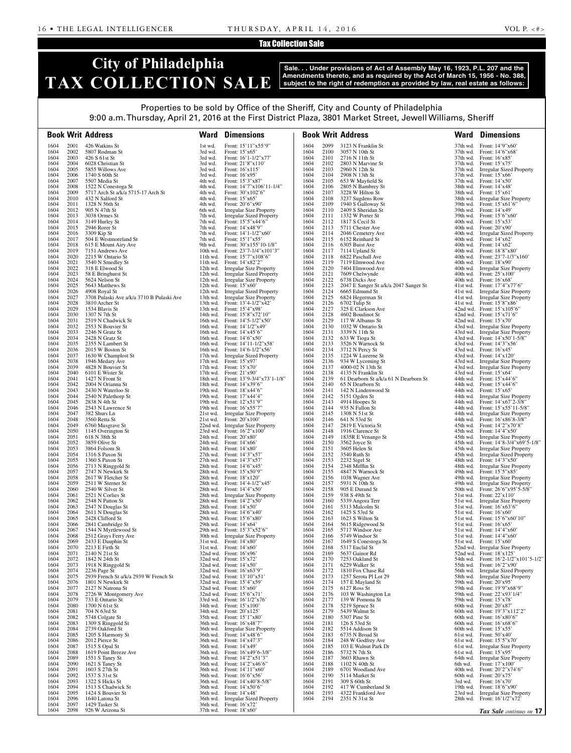Tax Collection Sale

# City of Philadelphia TAX COLLECTION SALE

**Sale. . . Under provisions of Act of Assembly May 16, 1923, P.L. 207 and the Amendments thereto, and as required by the Act of March 15, 1956 - No. 388, subject to the right of redemption as provided by law, real estate as follows:**

Properties to be sold by Office of the Sheriff, City and County of Philadelphia
9:00 a.m. Thursday, April 21, 2016 at the First District Plaza, 3801 Market Street, Jewell Williams, Sheriff

| Book | Writ | Address | Ward | Dimensions |
|---|---|---|---|---|
| 1604 | 2001 | 426 Watkins St | 1st wd. | Front: 15'11"x55'9" |
| 1604 | 2002 | 5807 Rodman St | 3rd wd. | Front: 15'x65' |
| 1604 | 2003 | 426 S 61st St | 3rd wd. | Front: 16'1-1/2"x77' |
| 1604 | 2004 | 6028 Christian St | 3rd wd. | Front: 21'8"x110' |
| 1604 | 2005 | 5855 Willows Ave | 3rd wd. | Front: 16'x115' |
| 1604 | 2006 | 1740 S 60th St | 3rd wd. | Front: 16'x95' |
| 1604 | 2007 | 5507 Media St | 4th wd. | Front: 15'3"x87' |
| 1604 | 2008 | 1522 N Conestoga St | 4th wd. | Front: 14'7"x106'11-1/4" |
| 1604 | 2009 | 5717 Arch St a/k/a 5715-17 Arch St | 4th wd. | Front: 30'x102'6" |
| 1604 | 2010 | 432 N Salford St | 4th wd. | Front: 15'x65' |
| 1604 | 2011 | 1328 N 56th St | 4th wd. | Front: 20'6"x90' |
| 1604 | 2012 | 905 N 47th St | 6th wd. | Irregular Size Property |
| 1604 | 2013 | 3038 Ormes St | 7th wd. | Irregular Sized Property |
| 1604 | 2014 | 3149 Hurley St | 7th wd. | Front: 15'5"x44'6" |
| 1604 | 2015 | 2946 Rorer St | 7th wd. | Front: 14'x48'9" |
| 1604 | 2016 | 3309 Kip St | 7th wd. | Front: 14'1-1/2"x60' |
| 1604 | 2017 | 504 E Westmoreland St | 7th wd. | Front: 15'1"x55' |
| 1604 | 2018 | 615 E Mount Airy Ave | 9th wd. | Front: 30'x155'10-1/8" |
| 1604 | 2019 | 7151 Andrews Ave | 10th wd. | Front: 23'7-1/4"x101'3" |
| 1604 | 2020 | 2215 W Ontario St | 11th wd. | Front: 15'7"x108'6" |
| 1604 | 2021 | 3540 N Smedley St | 11th wd. | Front: 14'x82'2" |
| 1604 | 2022 | 318 E Elwood St | 12th wd. | Irregular Size Property |
| 1604 | 2023 | 58 E Bringhurst St | 12th wd. | Irregular Sized Property |
| 1604 | 2024 | 5624 Nelson St | 12th wd. | Irregular Size Property |
| 1604 | 2025 | 5643 Matthews St | 12th wd. | Front: 15'x60' |
| 1604 | 2026 | 4908 Royal St | 12th wd. | Irregular Sized Property |
| 1604 | 2027 | 3708 Pulaski Ave a/k/a 3710 B Pulaski Ave | 13th wd. | Irregular Size Property |
| 1604 | 2028 | 3810 Archer St | 13th wd. | Front: 13'4-1/2"x42' |
| 1604 | 2029 | 1534 Blavis St | 13th wd. | Front: 15'4"x98' |
| 1604 | 2030 | 1307 N 7th St | 14th wd. | Front: 15'8"x72'10" |
| 1604 | 2031 | 2519 N Chadwick St | 16th wd. | Front: 14'5-1/2"x50' |
| 1604 | 2032 | 2553 N Bouvier St | 16th wd. | Front: 14'1/2"x49' |
| 1604 | 2033 | 2246 N Gratz St | 16th wd. | Front: 14'x45'6" |
| 1604 | 2034 | 2428 N Gratz St | 16th wd. | Front: 14'6"x50' |
| 1604 | 2035 | 2355 N Lambert St | 16th wd. | Front: 14'11-1/2"x58' |
| 1604 | 2036 | 2015 W Boston St | 16th wd. | Front: 14'6-1/2"x56' |
| 1604 | 2037 | 1630 W Champlost St | 17th wd. | Irregular Sized Property |
| 1604 | 2038 | 1946 Medary Ave | 17th wd. | Front: 15'x97' |
| 1604 | 2039 | 4828 N Bouvier St | 17th wd. | Front: 15'x70' |
| 1604 | 2040 | 6101 E Wister St | 17th wd. | Front: 21'x90' |
| 1604 | 2041 | 1427 N Front St | 18th wd. | Front: 13'9-3/4"x73'1-1/8" |
| 1604 | 2042 | 2004 N Orianna St | 18th wd. | Front: 14'x39'6" |
| 1604 | 2043 | 2430 N Waterloo St | 19th wd. | Front: 18'x44'6" |
| 1604 | 2044 | 2540 N Palethorp St | 19th wd. | Front: 17'x44'4" |
| 1604 | 2045 | 2838 N 4th St | 19th wd. | Front: 12'x51'9" |
| 1604 | 2046 | 2543 N Lawrence St | 19th wd. | Front: 16'x55'7" |
| 1604 | 2047 | 382 Shurs Ln | 21st wd. | Irregular Size Property |
| 1604 | 2048 | 3560 Retta St | 21st wd. | Front: 20'x100' |
| 1604 | 2049 | 6760 Musgrave St | 22nd wd. | Irregular Size Property |
| 1604 | 2050 | 1145 Overington St | 23rd wd. | Front: 16'2"x100' |
| 1604 | 2051 | 618 N 38th St | 24th wd. | Front: 20'x80' |
| 1604 | 2052 | 3859 Olive St | 24th wd. | Front: 14'x66' |
| 1604 | 2053 | 3864 Folsom St | 24th wd. | Front: 14'x80' |
| 1604 | 2054 | 1316 S Paxon St | 27th wd. | Front: 14'3"x57' |
| 1604 | 2055 | 1360 S Paxon St | 27th wd. | Front: 14'3"x57' |
| 1604 | 2056 | 2713 N Ringgold St | 28th wd. | Front: 14'6"x45' |
| 1604 | 2057 | 2747 N Newkirk St | 28th wd. | Front: 15'x50'9" |
| 1604 | 2058 | 2617 W Fletcher St | 28th wd. | Front: 18'x120' |
| 1604 | 2059 | 2511 W Sterner St | 28th wd. | Front: 14'4-1/2"x45' |
| 1604 | 2060 | 2540 W Silver St | 28th wd. | Front: 14'4"x50' |
| 1604 | 2061 | 2521 N Corlies St | 28th wd. | Irregular Size Property |
| 1604 | 2062 | 2548 N Patton St | 28th wd. | Front: 14'2"x50' |
| 1604 | 2063 | 2547 N Douglas St | 28th wd. | Front: 14'x50' |
| 1604 | 2064 | 2611 N Douglas St | 28th wd. | Front: 14'6"x40' |
| 1604 | 2065 | 2428 Clifford St | 29th wd. | Front: 15'6"x80' |
| 1604 | 2066 | 2841 Cambridge St | 29th wd. | Front: 14'x64' |
| 1604 | 2067 | 1544 N Myrtlewood St | 29th wd. | Front: 15'3"x52'6" |
| 1604 | 2068 | 2512 Grays Ferry Ave | 30th wd. | Irregular Size Property |
| 1604 | 2069 | 2433 E Dauphin St | 31st wd. | Front: 14'x80' |
| 1604 | 2070 | 2213 E Firth St | 31st wd. | Front: 14'x60' |
| 1604 | 2071 | 2140 N 21st St | 32nd wd. | Front: 16'x96' |
| 1604 | 2072 | 1842 N 24th St | 32nd wd. | Front: 15'x72' |
| 1604 | 2073 | 1918 N Ringgold St | 32nd wd. | Front: 14'x50' |
| 1604 | 2074 | 2236 Page St | 32nd wd. | Front: 16'x63'9" |
| 1604 | 2075 | 2939 French St a/k/a 2939 W French St | 32nd wd. | Front: 13'10"x51' |
| 1604 | 2076 | 1801 N Newkirk St | 32nd wd. | Front: 15'4"x59' |
| 1604 | 2077 | 2127 N Natrona St | 32nd wd. | Front: 15'x60' |
| 1604 | 2078 | 2726 W Montgomery Ave | 32nd wd. | Front: 15'6"x71' |
| 1604 | 2079 | 733 E Ontario St | 33rd wd. | Front: 16'1/2"x76' |
| 1604 | 2080 | 1700 N 61st St | 34th wd. | Front: 15'x100' |
| 1604 | 2081 | 704 N 63rd St | 34th wd. | Front: 20'x125' |
| 1604 | 2082 | 5748 Colgate St | 35th wd. | Front: 15'1"x80' |
| 1604 | 2083 | 1309 S Ringgold St | 36th wd. | Front: 16'x48'7" |
| 1604 | 2084 | 2739 Oakford St | 36th wd. | Irregular Size Property |
| 1604 | 2085 | 1205 S Harmony St | 36th wd. | Front: 14'x48'6" |
| 1604 | 2086 | 2012 Pierce St | 36th wd. | Front: 14'x47'3" |
| 1604 | 2087 | 1515 S Opal St | 36th wd. | Front: 14'x49' |
| 1604 | 2088 | 1619 Point Breeze Ave | 36th wd. | Front: 16'x49'6-3/8" |
| 1604 | 2089 | 1551 S Taney St | 36th wd. | Front: 14'2"x51'3" |
| 1604 | 2090 | 1621 S Taney St | 36th wd. | Front: 14'2"x46'6" |
| 1604 | 2091 | 1603 S 27th St | 36th wd. | Front: 14'11"x60' |
| 1604 | 2092 | 1537 S 31st St | 36th wd. | Front: 16'6"x56' |
| 1604 | 2093 | 1322 S Hicks St | 36th wd. | Front: 14'x40'8-5/8" |
| 1604 | 2094 | 1513 S Chadwick St | 36th wd. | Front: 14'x50'6" |
| 1604 | 2095 | 1424 S Bouvier St | 36th wd. | Front: 14'x48' |
| 1604 | 2096 | 1640 Latona St | 36th wd. | Irregular Sized Property |
| 1604 | 2097 | 1429 Tasker St | 36th wd. | Front: 16'x72' |
| 1604 | 2098 | 926 W Arizona St | 37th wd. | Front: 18'x60' |
| 1604 | 2099 | 3123 N Franklin St | 37th wd. | Front: 14'9"x60' |
| 1604 | 2100 | 3057 N 10th St | 37th wd. | Front: 14'6"x68' |
| 1604 | 2101 | 2716 N 11th St | 37th wd. | Front: 16'x85' |
| 1604 | 2102 | 2803 N Marvine St | 37th wd. | Front: 15'x75' |
| 1604 | 2103 | 2960 N 12th St | 37th wd. | Irregular Sized Property |
| 1604 | 2104 | 2908 N 13th St | 37th wd. | Front: 15'x66' |
| 1604 | 2105 | 653 W Mayfield St | 37th wd. | Front: 14'x50' |
| 1604 | 2106 | 2805 N Bambrey St | 38th wd. | Front: 14'x48' |
| 1604 | 2107 | 3228 W Hilton St | 38th wd. | Front: 15'x61' |
| 1604 | 2108 | 3237 Sugdens Row | 38th wd. | Irregular Size Property |
| 1604 | 2109 | 1940 S Galloway St | 39th wd. | Front: 15'x61'6" |
| 1604 | 2110 | 2409 S Sheridan St | 39th wd. | Front: 14'x49' |
| 1604 | 2111 | 1332 W Porter St | 39th wd. | Front: 15'6"x60' |
| 1604 | 2112 | 1817 S Cecil St | 40th wd. | Front: 15'x53' |
| 1604 | 2113 | 5711 Chester Ave | 40th wd. | Front: 20'x90' |
| 1604 | 2114 | 2046 Cemetery Ave | 40th wd. | Irregular Sized Property |
| 1604 | 2115 | 6152 Reinhard St | 40th wd. | Front: 14'x62' |
| 1604 | 2116 | 6305 Buist Ave | 40th wd. | Front: 14'x62' |
| 1604 | 2117 | 7114 Upland St | 40th wd. | Front: 18'8"x80' |
| 1604 | 2118 | 6822 Paschall Ave | 40th wd. | Front: 23'7-1/3"x160' |
| 1604 | 2119 | 7119 Elmwood Ave | 40th wd. | Front: 18'x90' |
| 1604 | 2120 | 7404 Elmwood Ave | 40th wd. | Irregular Size Property |
| 1604 | 2121 | 7609 Chelwynde | 40th wd. | Front: 25'x100' |
| 1604 | 2122 | 6738 Dicks Ave | 40th wd. | Front: 16'x68' |
| 1604 | 2123 | 2047 E Sanger St a/k/a 2047 Sanger St | 41st wd. | Front: 17'4"x77'6" |
| 1604 | 2124 | 6665 Edmund St | 41st wd. | Irregular Size Property |
| 1604 | 2125 | 6824 Hegerman St | 41st wd. | Irregular Size Property |
| 1604 | 2126 | 6702 Tulip St | 41st wd. | Front: 15'8"x86' |
| 1604 | 2127 | 325 E Clarkson Ave | 42nd wd. | Front: 15'x105'6" |
| 1604 | 2128 | 4602 Boudinot St | 42nd wd. | Front: 15'x71'6" |
| 1604 | 2129 | 117 W Albanus St | 42nd wd. | Front: 15'x70' |
| 1604 | 2130 | 1032 W Ontario St | 43rd wd. | Irregular Size Property |
| 1604 | 2131 | 3339 N 11th St | 43rd wd. | Irregular Size Property |
| 1604 | 2132 | 633 W Tioga St | 43rd wd. | Front: 14'x50'1-5/8" |
| 1604 | 2133 | 3526 N Warnock St | 43rd wd. | Front: 14'3"x56' |
| 1604 | 2134 | 3712 N Percy St | 43rd wd. | Front: 16'x45' |
| 1604 | 2135 | 1224 W Luzerne St | 43rd wd. | Front: 14'x120' |
| 1604 | 2136 | 934 W Lycoming St | 43rd wd. | Irregular Size Property |
| 1604 | 2137 | 4000-02 N 13th St | 43rd wd. | Irregular Size Property |
| 1604 | 2138 | 4135 N Franklin St | 43rd wd. | Front: 15'x64' |
| 1604 | 2139 | 61 Dearborn St a/k/a 61 N Dearborn St | 44th wd. | Front: 15'x44'6" |
| 1604 | 2140 | 65 N Dearborn St | 44th wd. | Front: 15'x44'6" |
| 1604 | 2141 | 142 N Lindenwood St | 44th wd. | Front: 15'x65' |
| 1604 | 2142 | 5151 Ogden St | 44th wd. | Irregular Size Property |
| 1604 | 2143 | 4914 Hoopes St | 44th wd. | Front: 14'x67'2-3/8" |
| 1604 | 2144 | 935 N Fallon St | 44th wd. | Front: 15'x55'11-5/8" |
| 1604 | 2145 | 1308 N 51st St | 44th wd. | Irregular Size Property |
| 1604 | 2146 | 641 N 53rd St | 44th wd. | Front: 16'x86'8-3/8" |
| 1604 | 2147 | 2819 E Victoria St | 45th wd. | Front: 14'2"x70'8" |
| 1604 | 2148 | 1916 Clarence St | 45th wd. | Front: 14'4"x50' |
| 1604 | 2149 | 1835R E Venango St | 45th wd. | Irregular Size Property |
| 1604 | 2150 | 3562 Joyce St | 45th wd. | Front: 14'8-3/4"x69'5-1/8" |
| 1604 | 2151 | 3605 Helen St | 45th wd. | Irregular Size Property |
| 1604 | 2152 | 3540 Ruth St | 45th wd. | Irregular Sized Property |
| 1604 | 2153 | 2232 Sigel St | 48th wd. | Front: 14'3"x50' |
| 1604 | 2154 | 2348 Mifflin St | 48th wd. | Irregular Size Property |
| 1604 | 2155 | 4847 N Warnock St | 49th wd. | Front: 15'5"x85' |
| 1604 | 2156 | 1038 Wagner Ave | 49th wd. | Irregular Size Property |
| 1604 | 2157 | 5931 N 10th St | 49th wd. | Irregular Size Property |
| 1604 | 2158 | 905 E Durand St | 50th wd. | Front: 26'6"x95'5-5/8" |
| 1604 | 2159 | 938 S 49th St | 51st wd. | Front: 22'x110' |
| 1604 | 2160 | 5339 Angora Terr | 51st wd. | Irregular Size Property |
| 1604 | 2161 | 5313 Malcolm St | 51st wd. | Front: 16'x63'6" |
| 1604 | 2162 | 1425 S 53rd St | 51st wd. | Front: 16'x60' |
| 1604 | 2163 | 1623 S Wilton St | 51st wd. | Front: 15'6"x60'10" |
| 1604 | 2164 | 5615 Ridgewood St | 51st wd. | Front: 16'x65' |
| 1604 | 2165 | 5717 Windsor Ave | 51st wd. | Front: 14'4"x60' |
| 1604 | 2166 | 5749 Windsor St | 51st wd. | Front: 14'4"x60' |
| 1604 | 2167 | 1649 S Conestoga St | 51st wd. | Front: 15'x60' |
| 1604 | 2168 | 5317 Euclid St | 52nd wd. | Irregular Size Property |
| 1604 | 2169 | 5637 Gainor Rd | 52nd wd. | Front: 18'x125' |
| 1604 | 2170 | 7253 Oakland St | 54th wd. | Front: 16'2-1/2"x101'5-1/2" |
| 1604 | 2171 | 6229 Walker St | 55th wd. | Front: 16'2"x90' |
| 1604 | 2172 | 1810 Fox Chase Rd | 56th wd. | Irregular Sized Property |
| 1604 | 2173 | 1257 Serota Pl Lot 29 | 58th wd. | Irregular Size Property |
| 1604 | 2174 | 157 E Mayland St | 59th wd. | Front: 20'x95' |
| 1604 | 2175 | 6127 Ross St | 59th wd. | Front: 19'9"x68'9" |
| 1604 | 2176 | 103 W Washington Ln | 59th wd. | Front: 22'x93'1/4" |
| 1604 | 2177 | 139 W Pomona St | 59th wd. | Front: 15'x78' |
| 1604 | 2178 | 5219 Spruce St | 60th wd. | Front: 20'x87' |
| 1604 | 2179 | 5439 Walnut St | 60th wd. | Front: 19'3"x112'2" |
| 1604 | 2180 | 5307 Pine St | 60th wd. | Front: 16'x80'6" |
| 1604 | 2181 | 126 S 53rd St | 60th wd. | Front: 16'x68'6" |
| 1604 | 2182 | 5514 Addison St | 60th wd. | Front: 15'x55' |
| 1604 | 2183 | 6735 N Broad St | 61st wd. | Front: 50'x40' |
| 1604 | 2184 | 248 W Godfrey Ave | 61st wd. | Front: 15'5"x70' |
| 1604 | 2185 | 103 E Walnut Park Dr | 61st wd. | Irregular Size Property |
| 1604 | 2186 | 5732 N 7th St | 61st wd. | Front: 15'x95' |
| 1604 | 2187 | 3603 Rhawn St | 64th wd. | Irregular Size Property |
| 1604 | 2188 | 1102 N 40th St | 6th wd. | Front: 17'x100' |
| 1604 | 2189 | 6701 Woodland Ave | 40th wd. | Front: 20'2"x74'6" |
| 1604 | 2190 | 5114 Market St | 60th wd. | Front: 20'x75' |
| 1604 | 2191 | 309 S 60th St | 3rd wd. | Front: 16'x70' |
| 1604 | 2192 | 417 W Cumberland St | 19th wd. | Front: 18'6"x90' |
| 1604 | 2193 | 4322 Frankford Ave | 23rd wd. | Irregular Size Property |
| 1604 | 2194 | 2351 N 31st St | 28th wd. | Front: 16'1/2"x72' |

*Tax Sale continues on* **17**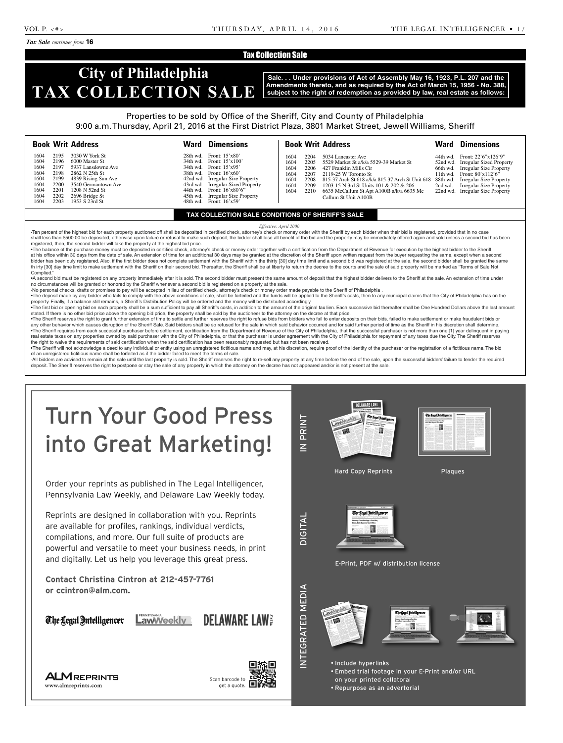*Tax Sale continues from* **16**

**Tax Collection Sale**

# City of Philadelphia TAX COLLECTION SALE

**Sale. . . Under provisions of Act of Assembly May 16, 1923, P.L. 207 and the Amendments thereto, and as required by the Act of March 15, 1956 - No. 388, subject to the right of redemption as provided by law, real estate as follows:**

Properties to be sold by Office of the Sheriff, City and County of Philadelphia
9:00 a.m. Thursday, April 21, 2016 at the First District Plaza, 3801 Market Street, Jewell Williams, Sheriff

| Book | Writ | Address | Ward | Dimensions |
|---|---|---|---|---|
| 1604 | 2195 | 3030 W York St | 28th wd. | Front: 15'x80' |
| 1604 | 2196 | 6000 Master St | 34th wd. | Front: 15'x100' |
| 1604 | 2197 | 5937 Lansdowne Ave | 34th wd. | Front: 15'x95' |
| 1604 | 2198 | 2862 N 25th St | 38th wd. | Front: 16'x60' |
| 1604 | 2199 | 4839 Rising Sun Ave | 42nd wd. | Irregular Size Property |
| 1604 | 2200 | 3540 Germantown Ave | 43rd wd. | Irregular Sized Property |
| 1604 | 2201 | 1208 N 52nd St | 44th wd. | Front: 16'x80'6" |
| 1604 | 2202 | 2696 Bridge St | 45th wd. | Irregular Size Property |
| 1604 | 2203 | 1953 S 23rd St | 48th wd. | Front: 16'x59' |
| 1604 | 2204 | 5034 Lancaster Ave | 44th wd. | Front: 22'6"x126'9" |
| 1604 | 2205 | 5529 Market St a/k/a 5529-39 Market St | 52nd wd. | Irregular Sized Property |
| 1604 | 2206 | 427 Franklin Mills Cir | 66th wd. | Irregular Size Property |
| 1604 | 2207 | 2119-25 W Toronto St | 11th wd. | Front: 80'x112'6" |
| 1604 | 2208 | 815-37 Arch St 618 a/k/a 815-37 Arch St Unit 618 | 88th wd. | Irregular Size Property |
| 1604 | 2209 | 1203-15 N 3rd St Units 101 & 202 & 206 | 2nd wd. | Irregular Size Property |
| 1604 | 2210 | 6635 McCallum St Apt A100B a/k/a 6635 Mc Callum St Unit A100B | 22nd wd. | Irregular Size Property |

## TAX COLLECTION SALE CONDITIONS OF SHERIFF'S SALE

*Effective: April 2000*

·Ten percent of the highest bid for each property auctioned off shall be deposited in certified check, attorney's check or money order with the Sheriff by each bidder when their bid is registered, provided that in no case shall less than $500.00 be deposited, otherwise upon failure or refusal to make such deposit, the bidder shall lose all benefit of the bid and the property may be immediately offered again and sold unless a second bid has been registered, then, the second bidder will take the property at the highest bid price.

•The balance of the purchase money must be deposited in certified check, attorney's check or money order together with a certification from the Department of Revenue for execution by the highest bidder to the Sheriff at his office within 30 days from the date of sale. An extension of time for an additional 30 days may be granted at the discretion of the Sheriff upon written request from the buyer requesting the same, except when a second bidder has been duly registered. Also, if the first bidder does not complete settlement with the Sheriff within the thirty [30] day time limit and a second bid was registered at the sale, the second bidder shall be granted the same th irty [30] day time limit to make settlement with the Sheriff on their second bid. Thereafter, the Sheriff shall be at liberty to return the decree to the courts and the sale of said property will be marked as "Terms of Sale Not Complied."

•A second bid must be registered on any property immediately after it is sold. The second bidder must present the same amount of deposit that the highest bidder delivers to the Sheriff at the sale. An extension of time under no circumstances will be granted or honored by the Sheriff whenever a second bid is registered on a property at the sale.

·No personal checks, drafts or promises to pay will be accepted in lieu of certified check, attorney's check or money order made payable to the Sheriff of Philadelphia .

•The deposit made by any bidder who fails to comply with the above conditions of sale, shall be forteited and the funds will be applied to the Sheriff's costs, then to any municipal claims that the City of Philadelphia has on the property. Finally, if a balance still remains, a Sheriff's Distribution Policy will be ordered and the money will be distributed accordingly.

•The first bid or opening bid on each property shall be a sum sufficient to pay all Sheriff's costs, in addition to the amount of the original tax lien. Each successive bid thereafter shall be One Hundred Dollars above the last amount stated. If there is no other bid price above the opening bid price, the property shall be sold by the auctioneer to the attorney on the decree at that price.

•The Sheriff reserves the right to grant further extension of time to settle and further reserves the right to refuse bids from bidders who fail to enter deposits on their bids, failed to make settlement or make fraudulent bids or any other behavior which causes disruption of the Sheriff Sale. Said bidders shall be so refused for the sale in which said behavior occurred and for said further period of time as the Sheriff in his discretion shall determine.

•The Sheriff requires from each successful purchaser before settlement, certification from the Department of Revenue of the City of Philadelphia, that the successful purchaser is not more than one [1] year delinquent in paying real estate taxes on any properties owned by said purchaser with the City of Philadelphia, or that the purchaser is under agreement with the City of Philadelphia for repayment of any taxes due the City. The Sheriff reserves the right to waive the requirements of said certification when the said certification has been reasonably requested but has not been received.

•The Sheriff will not acknowledge a deed to any individual or entity using an unregistered fictitious name and may, at his discretion, require proof of the identity of the purchaser or the registration of a fictitious name. The bid of an unregistered fictitious name shall be forfeited as if the bidder failed to meet the terms of sale.

·All bidders are advised to remain at the sale until the last property is sold. The Sheriff reserves the right to re-sell any property at any time before the end of the sale, upon the successful bidders' failure to tender the required deposit. The Sheriff reserves the right to postpone or stay the sale of any property in which the attorney on the decree has not appeared and/or is not present at the sale.

# Turn Your Good Press into Great Marketing!

Order your reprints as published in The Legal Intelligencer, Pennsylvania Law Weekly, and Delaware Law Weekly today.

Reprints are designed in collaboration with you. Reprints are available for profiles, rankings, individual verdicts, compilations, and more. Our full suite of products are powerful and versatile to meet your business needs, in print and digitally. Let us help you leverage this great press.

**Contact Christina Cintron at 212-457-7761 or ccintron@alm.com.**

The Legal Intelligencer | Pennsylvania LawWeekly | DELAWARE LAW WEEKLY

ALM REPRINTS
www.almreprints.com

Scan barcode to get a quote.

IN PRINT

Hard Copy Reprints

Plaques

DIGITAL

E-Print, PDF w/ distribution license

INTEGRATED MEDIA

- Include hyperlinks
- Embed trial footage in your E-Print and/or URL on your printed collatoral
- Repurpose as an advertorial